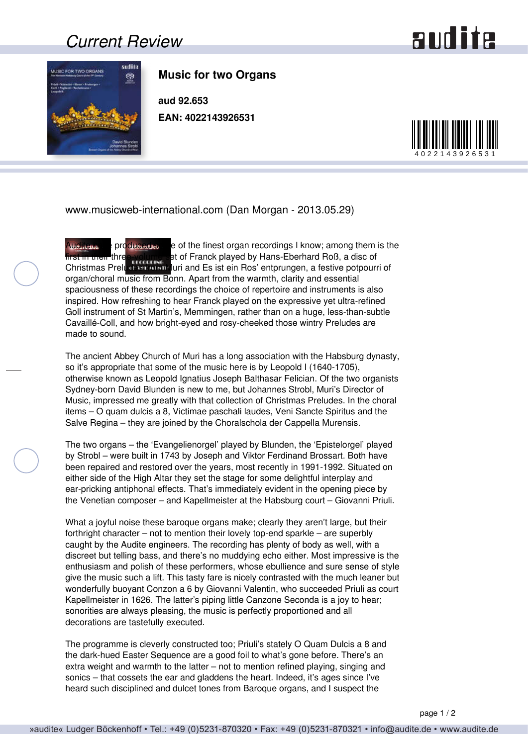# Current Review

## Music for two Organs

**aud 92.653**

**EAN: 4022143926531**

www.musicweb-international.com (Dan Morgan - 2013.05.29)

Audite have produced some of the finest organ recordings I know; among them is the first in their three-volume set of Franck played by Hans-Eberhard Roß, a disc of Christmas Preludes from Muri and Es ist ein Ros' entprungen, a festive potpourri of organ/choral music from Bonn. Apart from the warmth, clarity and essential spaciousness of these recordings the choice of repertoire and instruments is also inspired. How refreshing to hear Franck played on the expressive yet ultra-refined Goll instrument of St Martin's, Memmingen, rather than on a huge, less-than-subtle Cavaillé-Coll, and how bright-eyed and rosy-cheeked those wintry Preludes are made to sound.

The ancient Abbey Church of Muri has a long association with the Habsburg dynasty, so it's appropriate that some of the music here is by Leopold I (1640-1705), otherwise known as Leopold Ignatius Joseph Balthasar Felician. Of the two organists Sydney-born David Blunden is new to me, but Johannes Strobl, Muri's Director of Music, impressed me greatly with that collection of Christmas Preludes. In the choral items – O quam dulcis a 8, Victimae paschali laudes, Veni Sancte Spiritus and the Salve Regina – they are joined by the Choralschola der Cappella Murensis.

The two organs – the 'Evangelienorgel' played by Blunden, the 'Epistelorgel' played by Strobl – were built in 1743 by Joseph and Viktor Ferdinand Brossart. Both have been repaired and restored over the years, most recently in 1991-1992. Situated on either side of the High Altar they set the stage for some delightful interplay and ear-pricking antiphonal effects. That's immediately evident in the opening piece by the Venetian composer – and Kapellmeister at the Habsburg court – Giovanni Priuli.

What a joyful noise these baroque organs make; clearly they aren't large, but their forthright character – not to mention their lovely top-end sparkle – are superbly caught by the Audite engineers. The recording has plenty of body as well, with a discreet but telling bass, and there's no muddying echo either. Most impressive is the enthusiasm and polish of these performers, whose ebullience and sure sense of style give the music such a lift. This tasty fare is nicely contrasted with the much leaner but wonderfully buoyant Conzon a 6 by Giovanni Valentin, who succeeded Priuli as court Kapellmeister in 1626. The latter's piping little Canzone Seconda is a joy to hear; sonorities are always pleasing, the music is perfectly proportioned and all decorations are tastefully executed.

The programme is cleverly constructed too; Priuli's stately O Quam Dulcis a 8 and the dark-hued Easter Sequence are a good foil to what's gone before. There's an extra weight and warmth to the latter – not to mention refined playing, singing and sonics – that cossets the ear and gladdens the heart. Indeed, it's ages since I've heard such disciplined and dulcet tones from Baroque organs, and I suspect the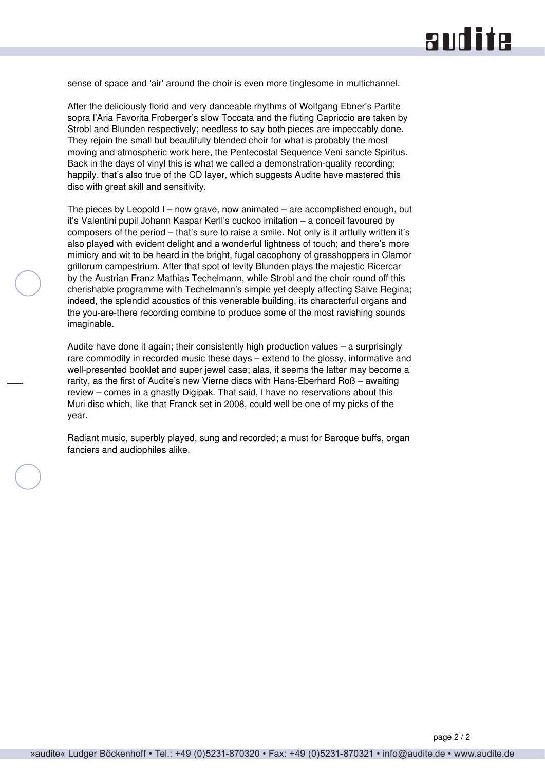sense of space and 'air' around the choir is even more tinglesome in multichannel.

After the deliciously florid and very danceable rhythms of Wolfgang Ebner's Partite sopra l'Aria Favorita Froberger's slow Toccata and the fluting Capriccio are taken by Strobl and Blunden respectively; needless to say both pieces are impeccably done. They rejoin the small but beautifully blended choir for what is probably the most moving and atmospheric work here, the Pentecostal Sequence Veni sancte Spiritus. Back in the days of vinyl this is what we called a demonstration-quality recording; happily, that's also true of the CD layer, which suggests Audite have mastered this disc with great skill and sensitivity.

The pieces by Leopold I – now grave, now animated – are accomplished enough, but it's Valentini pupil Johann Kaspar Kerll's cuckoo imitation – a conceit favoured by composers of the period – that's sure to raise a smile. Not only is it artfully written it's also played with evident delight and a wonderful lightness of touch; and there's more mimicry and wit to be heard in the bright, fugal cacophony of grasshoppers in Clamor grillorum campestrium. After that spot of levity Blunden plays the majestic Ricercar by the Austrian Franz Mathias Techelmann, while Strobl and the choir round off this cherishable programme with Techelmann's simple yet deeply affecting Salve Regina; indeed, the splendid acoustics of this venerable building, its characterful organs and the you-are-there recording combine to produce some of the most ravishing sounds imaginable.

Audite have done it again; their consistently high production values – a surprisingly rare commodity in recorded music these days – extend to the glossy, informative and well-presented booklet and super jewel case; alas, it seems the latter may become a rarity, as the first of Audite's new Vierne discs with Hans-Eberhard Roß – awaiting review – comes in a ghastly Digipak. That said, I have no reservations about this Muri disc which, like that Franck set in 2008, could well be one of my picks of the year.

Radiant music, superbly played, sung and recorded; a must for Baroque buffs, organ fanciers and audiophiles alike.